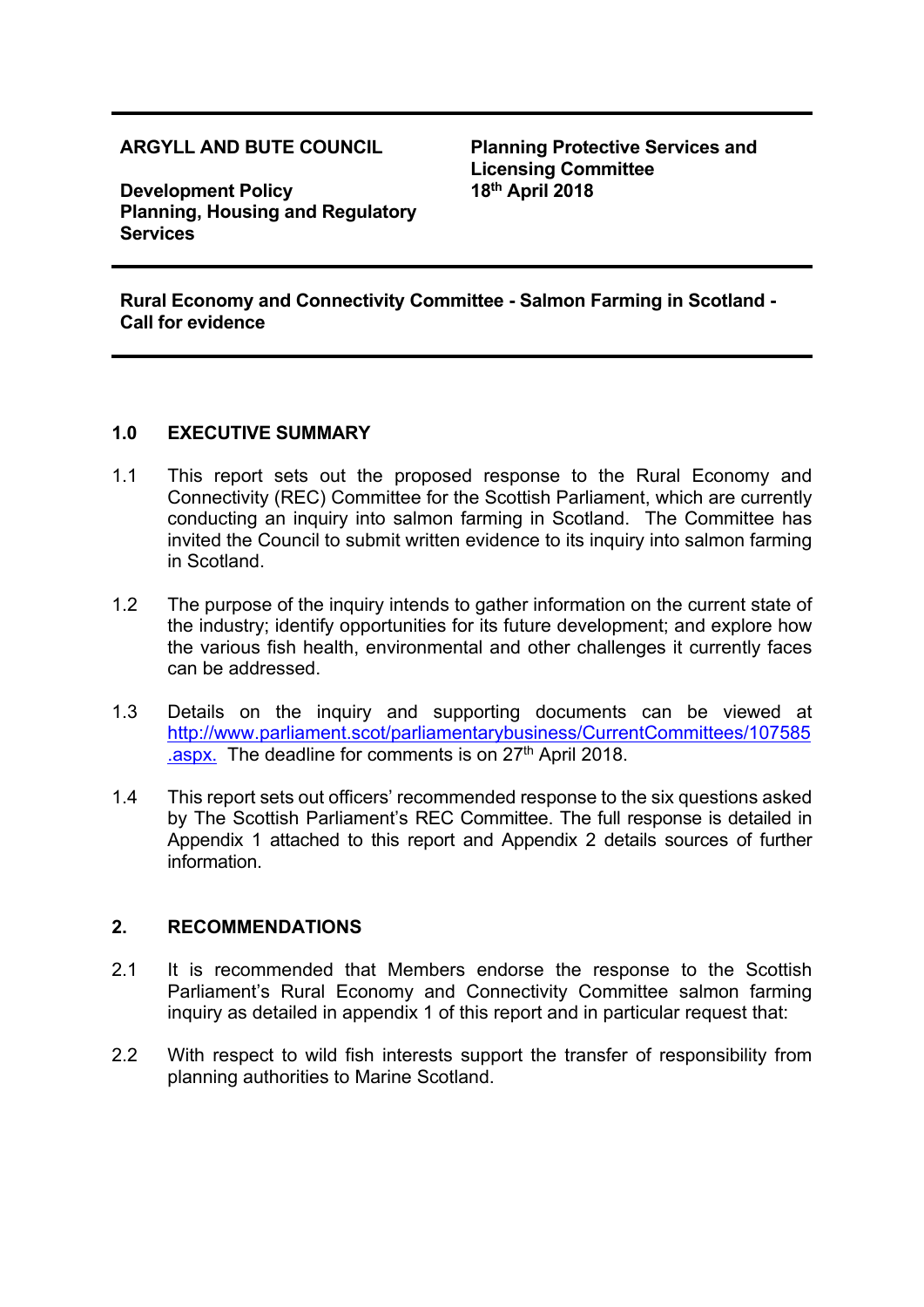**ARGYLL AND BUTE COUNCIL**

**Development Policy**
**Planning, Housing and Regulatory Services**

**Planning Protective Services and Licensing Committee**
**18th April 2018**

---

**Rural Economy and Connectivity Committee - Salmon Farming in Scotland - Call for evidence**

---

## 1.0 EXECUTIVE SUMMARY

1.1 This report sets out the proposed response to the Rural Economy and Connectivity (REC) Committee for the Scottish Parliament, which are currently conducting an inquiry into salmon farming in Scotland. The Committee has invited the Council to submit written evidence to its inquiry into salmon farming in Scotland.

1.2 The purpose of the inquiry intends to gather information on the current state of the industry; identify opportunities for its future development; and explore how the various fish health, environmental and other challenges it currently faces can be addressed.

1.3 Details on the inquiry and supporting documents can be viewed at http://www.parliament.scot/parliamentarybusiness/CurrentCommittees/107585.aspx. The deadline for comments is on 27th April 2018.

1.4 This report sets out officers' recommended response to the six questions asked by The Scottish Parliament's REC Committee. The full response is detailed in Appendix 1 attached to this report and Appendix 2 details sources of further information.

## 2. RECOMMENDATIONS

2.1 It is recommended that Members endorse the response to the Scottish Parliament's Rural Economy and Connectivity Committee salmon farming inquiry as detailed in appendix 1 of this report and in particular request that:

2.2 With respect to wild fish interests support the transfer of responsibility from planning authorities to Marine Scotland.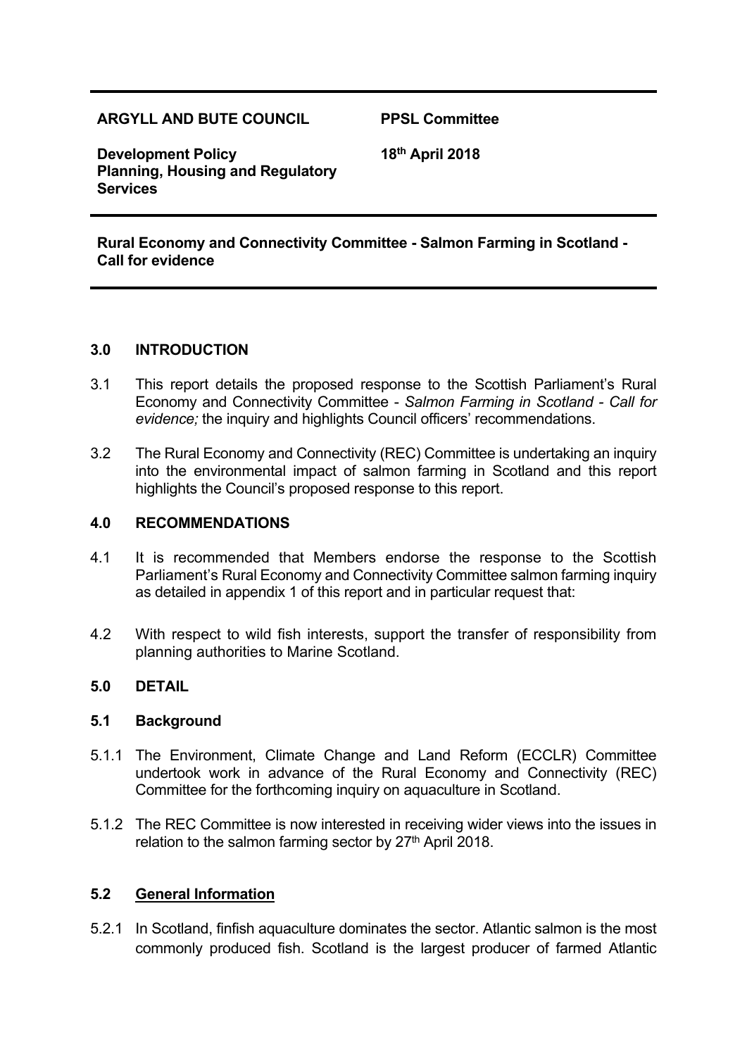**ARGYLL AND BUTE COUNCIL** | **PPSL Committee**

**Development Policy**
**Planning, Housing and Regulatory Services**

**18th April 2018**

---

**Rural Economy and Connectivity Committee - Salmon Farming in Scotland - Call for evidence**

---

## 3.0 INTRODUCTION

3.1 This report details the proposed response to the Scottish Parliament's Rural Economy and Connectivity Committee - *Salmon Farming in Scotland - Call for evidence;* the inquiry and highlights Council officers' recommendations.

3.2 The Rural Economy and Connectivity (REC) Committee is undertaking an inquiry into the environmental impact of salmon farming in Scotland and this report highlights the Council's proposed response to this report.

## 4.0 RECOMMENDATIONS

4.1 It is recommended that Members endorse the response to the Scottish Parliament's Rural Economy and Connectivity Committee salmon farming inquiry as detailed in appendix 1 of this report and in particular request that:

4.2 With respect to wild fish interests, support the transfer of responsibility from planning authorities to Marine Scotland.

## 5.0 DETAIL

### 5.1 Background

5.1.1 The Environment, Climate Change and Land Reform (ECCLR) Committee undertook work in advance of the Rural Economy and Connectivity (REC) Committee for the forthcoming inquiry on aquaculture in Scotland.

5.1.2 The REC Committee is now interested in receiving wider views into the issues in relation to the salmon farming sector by 27th April 2018.

### 5.2 General Information

5.2.1 In Scotland, finfish aquaculture dominates the sector. Atlantic salmon is the most commonly produced fish. Scotland is the largest producer of farmed Atlantic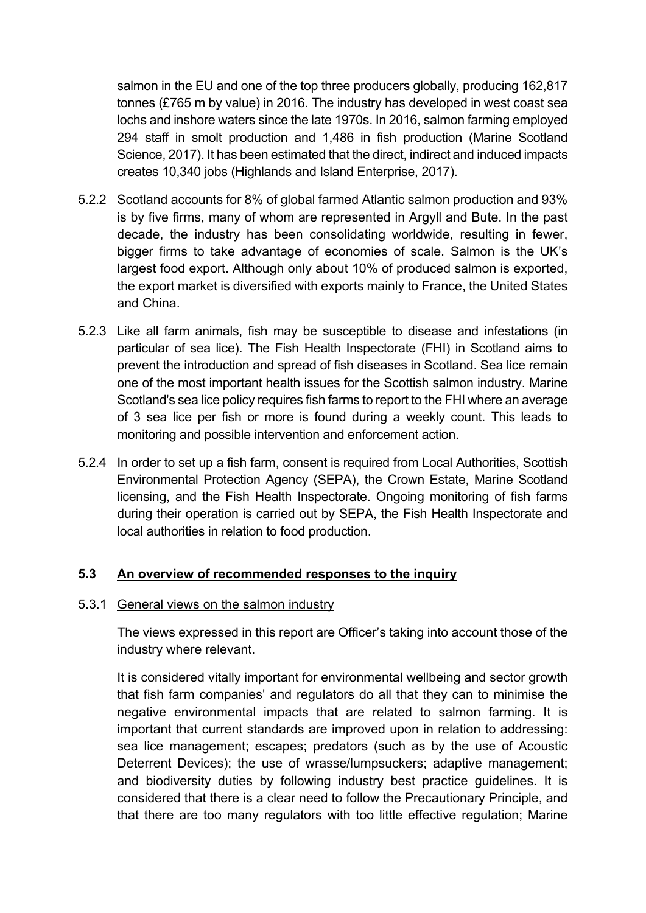salmon in the EU and one of the top three producers globally, producing 162,817 tonnes (£765 m by value) in 2016. The industry has developed in west coast sea lochs and inshore waters since the late 1970s. In 2016, salmon farming employed 294 staff in smolt production and 1,486 in fish production (Marine Scotland Science, 2017). It has been estimated that the direct, indirect and induced impacts creates 10,340 jobs (Highlands and Island Enterprise, 2017).

5.2.2 Scotland accounts for 8% of global farmed Atlantic salmon production and 93% is by five firms, many of whom are represented in Argyll and Bute. In the past decade, the industry has been consolidating worldwide, resulting in fewer, bigger firms to take advantage of economies of scale. Salmon is the UK's largest food export. Although only about 10% of produced salmon is exported, the export market is diversified with exports mainly to France, the United States and China.

5.2.3 Like all farm animals, fish may be susceptible to disease and infestations (in particular of sea lice). The Fish Health Inspectorate (FHI) in Scotland aims to prevent the introduction and spread of fish diseases in Scotland. Sea lice remain one of the most important health issues for the Scottish salmon industry. Marine Scotland's sea lice policy requires fish farms to report to the FHI where an average of 3 sea lice per fish or more is found during a weekly count. This leads to monitoring and possible intervention and enforcement action.

5.2.4 In order to set up a fish farm, consent is required from Local Authorities, Scottish Environmental Protection Agency (SEPA), the Crown Estate, Marine Scotland licensing, and the Fish Health Inspectorate. Ongoing monitoring of fish farms during their operation is carried out by SEPA, the Fish Health Inspectorate and local authorities in relation to food production.

## 5.3 An overview of recommended responses to the inquiry

5.3.1 General views on the salmon industry

The views expressed in this report are Officer's taking into account those of the industry where relevant.

It is considered vitally important for environmental wellbeing and sector growth that fish farm companies' and regulators do all that they can to minimise the negative environmental impacts that are related to salmon farming. It is important that current standards are improved upon in relation to addressing: sea lice management; escapes; predators (such as by the use of Acoustic Deterrent Devices); the use of wrasse/lumpsuckers; adaptive management; and biodiversity duties by following industry best practice guidelines. It is considered that there is a clear need to follow the Precautionary Principle, and that there are too many regulators with too little effective regulation; Marine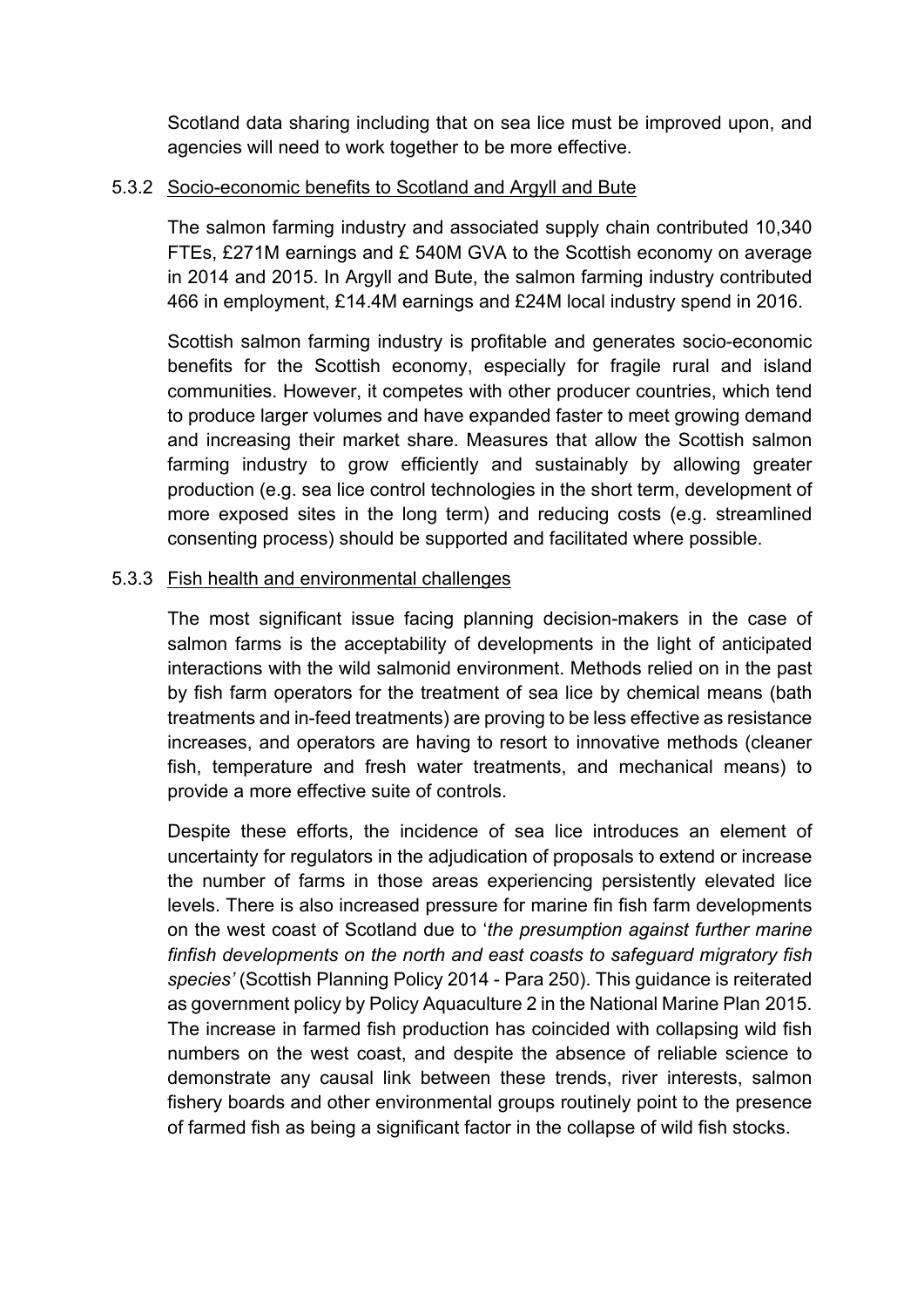Scotland data sharing including that on sea lice must be improved upon, and agencies will need to work together to be more effective.

#### 5.3.2 Socio-economic benefits to Scotland and Argyll and Bute

The salmon farming industry and associated supply chain contributed 10,340 FTEs, £271M earnings and £ 540M GVA to the Scottish economy on average in 2014 and 2015. In Argyll and Bute, the salmon farming industry contributed 466 in employment, £14.4M earnings and £24M local industry spend in 2016.

Scottish salmon farming industry is profitable and generates socio-economic benefits for the Scottish economy, especially for fragile rural and island communities. However, it competes with other producer countries, which tend to produce larger volumes and have expanded faster to meet growing demand and increasing their market share. Measures that allow the Scottish salmon farming industry to grow efficiently and sustainably by allowing greater production (e.g. sea lice control technologies in the short term, development of more exposed sites in the long term) and reducing costs (e.g. streamlined consenting process) should be supported and facilitated where possible.

#### 5.3.3 Fish health and environmental challenges

The most significant issue facing planning decision-makers in the case of salmon farms is the acceptability of developments in the light of anticipated interactions with the wild salmonid environment. Methods relied on in the past by fish farm operators for the treatment of sea lice by chemical means (bath treatments and in-feed treatments) are proving to be less effective as resistance increases, and operators are having to resort to innovative methods (cleaner fish, temperature and fresh water treatments, and mechanical means) to provide a more effective suite of controls.

Despite these efforts, the incidence of sea lice introduces an element of uncertainty for regulators in the adjudication of proposals to extend or increase the number of farms in those areas experiencing persistently elevated lice levels. There is also increased pressure for marine fin fish farm developments on the west coast of Scotland due to '*the presumption against further marine finfish developments on the north and east coasts to safeguard migratory fish species'* (Scottish Planning Policy 2014 - Para 250). This guidance is reiterated as government policy by Policy Aquaculture 2 in the National Marine Plan 2015. The increase in farmed fish production has coincided with collapsing wild fish numbers on the west coast, and despite the absence of reliable science to demonstrate any causal link between these trends, river interests, salmon fishery boards and other environmental groups routinely point to the presence of farmed fish as being a significant factor in the collapse of wild fish stocks.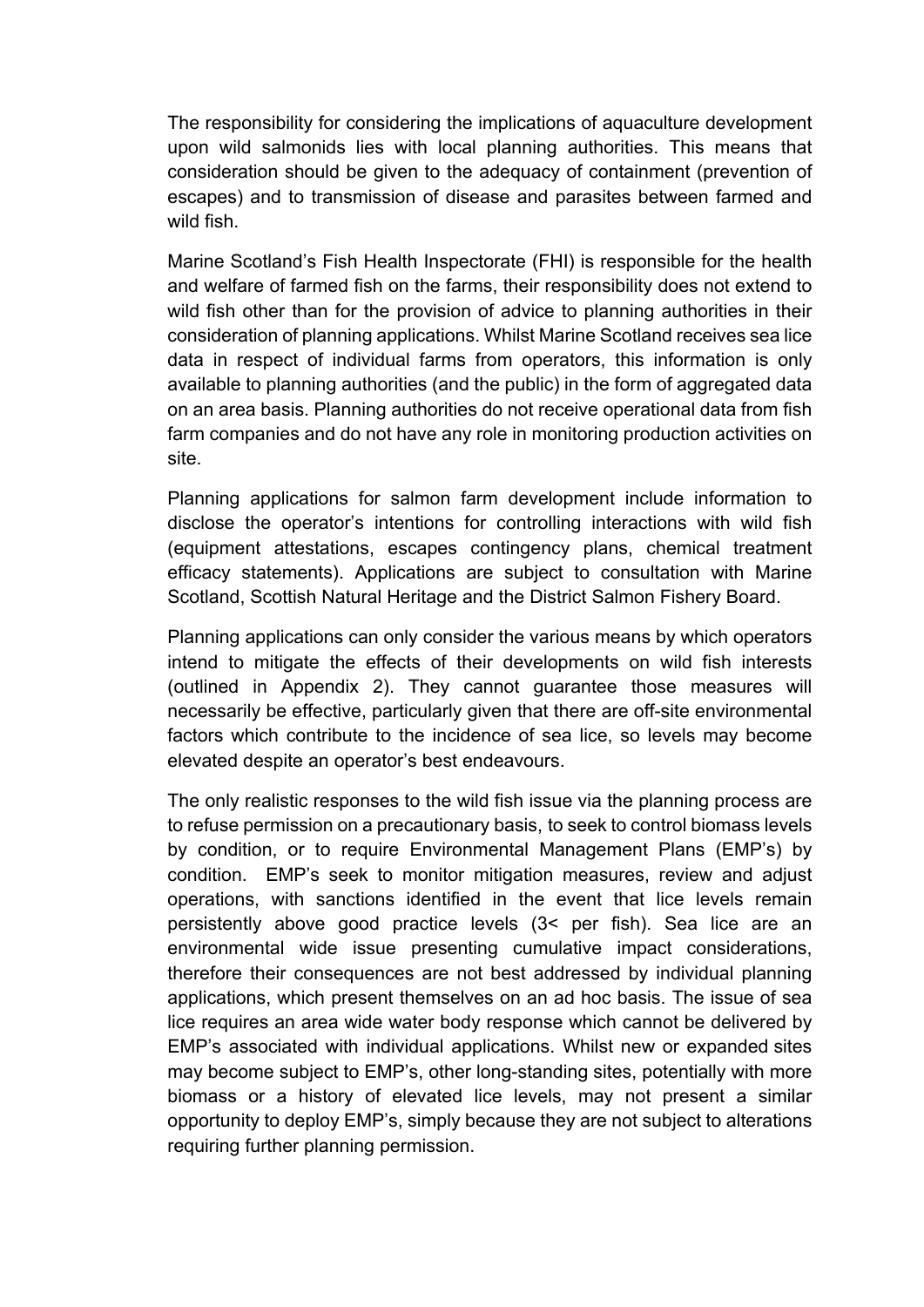The responsibility for considering the implications of aquaculture development upon wild salmonids lies with local planning authorities. This means that consideration should be given to the adequacy of containment (prevention of escapes) and to transmission of disease and parasites between farmed and wild fish.

Marine Scotland's Fish Health Inspectorate (FHI) is responsible for the health and welfare of farmed fish on the farms, their responsibility does not extend to wild fish other than for the provision of advice to planning authorities in their consideration of planning applications. Whilst Marine Scotland receives sea lice data in respect of individual farms from operators, this information is only available to planning authorities (and the public) in the form of aggregated data on an area basis. Planning authorities do not receive operational data from fish farm companies and do not have any role in monitoring production activities on site.

Planning applications for salmon farm development include information to disclose the operator's intentions for controlling interactions with wild fish (equipment attestations, escapes contingency plans, chemical treatment efficacy statements). Applications are subject to consultation with Marine Scotland, Scottish Natural Heritage and the District Salmon Fishery Board.

Planning applications can only consider the various means by which operators intend to mitigate the effects of their developments on wild fish interests (outlined in Appendix 2). They cannot guarantee those measures will necessarily be effective, particularly given that there are off-site environmental factors which contribute to the incidence of sea lice, so levels may become elevated despite an operator's best endeavours.

The only realistic responses to the wild fish issue via the planning process are to refuse permission on a precautionary basis, to seek to control biomass levels by condition, or to require Environmental Management Plans (EMP's) by condition. EMP's seek to monitor mitigation measures, review and adjust operations, with sanctions identified in the event that lice levels remain persistently above good practice levels (3< per fish). Sea lice are an environmental wide issue presenting cumulative impact considerations, therefore their consequences are not best addressed by individual planning applications, which present themselves on an ad hoc basis. The issue of sea lice requires an area wide water body response which cannot be delivered by EMP's associated with individual applications. Whilst new or expanded sites may become subject to EMP's, other long-standing sites, potentially with more biomass or a history of elevated lice levels, may not present a similar opportunity to deploy EMP's, simply because they are not subject to alterations requiring further planning permission.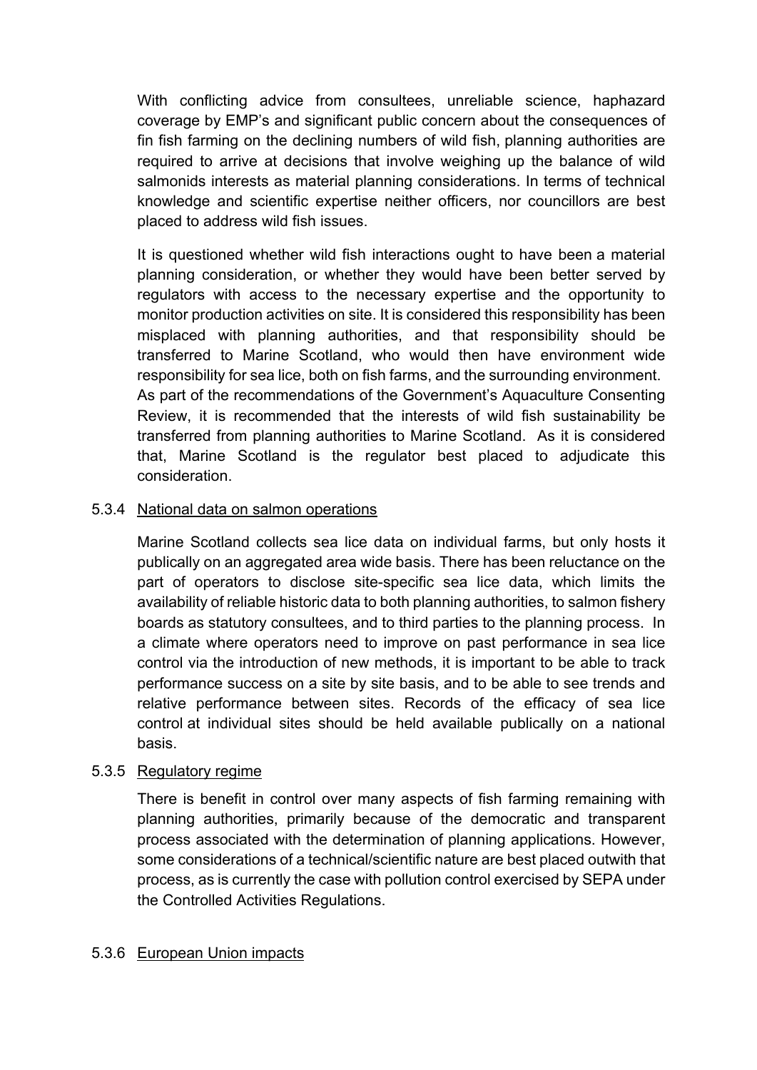With conflicting advice from consultees, unreliable science, haphazard coverage by EMP's and significant public concern about the consequences of fin fish farming on the declining numbers of wild fish, planning authorities are required to arrive at decisions that involve weighing up the balance of wild salmonids interests as material planning considerations. In terms of technical knowledge and scientific expertise neither officers, nor councillors are best placed to address wild fish issues.

It is questioned whether wild fish interactions ought to have been a material planning consideration, or whether they would have been better served by regulators with access to the necessary expertise and the opportunity to monitor production activities on site. It is considered this responsibility has been misplaced with planning authorities, and that responsibility should be transferred to Marine Scotland, who would then have environment wide responsibility for sea lice, both on fish farms, and the surrounding environment. As part of the recommendations of the Government's Aquaculture Consenting Review, it is recommended that the interests of wild fish sustainability be transferred from planning authorities to Marine Scotland. As it is considered that, Marine Scotland is the regulator best placed to adjudicate this consideration.

### 5.3.4 National data on salmon operations

Marine Scotland collects sea lice data on individual farms, but only hosts it publically on an aggregated area wide basis. There has been reluctance on the part of operators to disclose site-specific sea lice data, which limits the availability of reliable historic data to both planning authorities, to salmon fishery boards as statutory consultees, and to third parties to the planning process. In a climate where operators need to improve on past performance in sea lice control via the introduction of new methods, it is important to be able to track performance success on a site by site basis, and to be able to see trends and relative performance between sites. Records of the efficacy of sea lice control at individual sites should be held available publically on a national basis.

### 5.3.5 Regulatory regime

There is benefit in control over many aspects of fish farming remaining with planning authorities, primarily because of the democratic and transparent process associated with the determination of planning applications. However, some considerations of a technical/scientific nature are best placed outwith that process, as is currently the case with pollution control exercised by SEPA under the Controlled Activities Regulations.

### 5.3.6 European Union impacts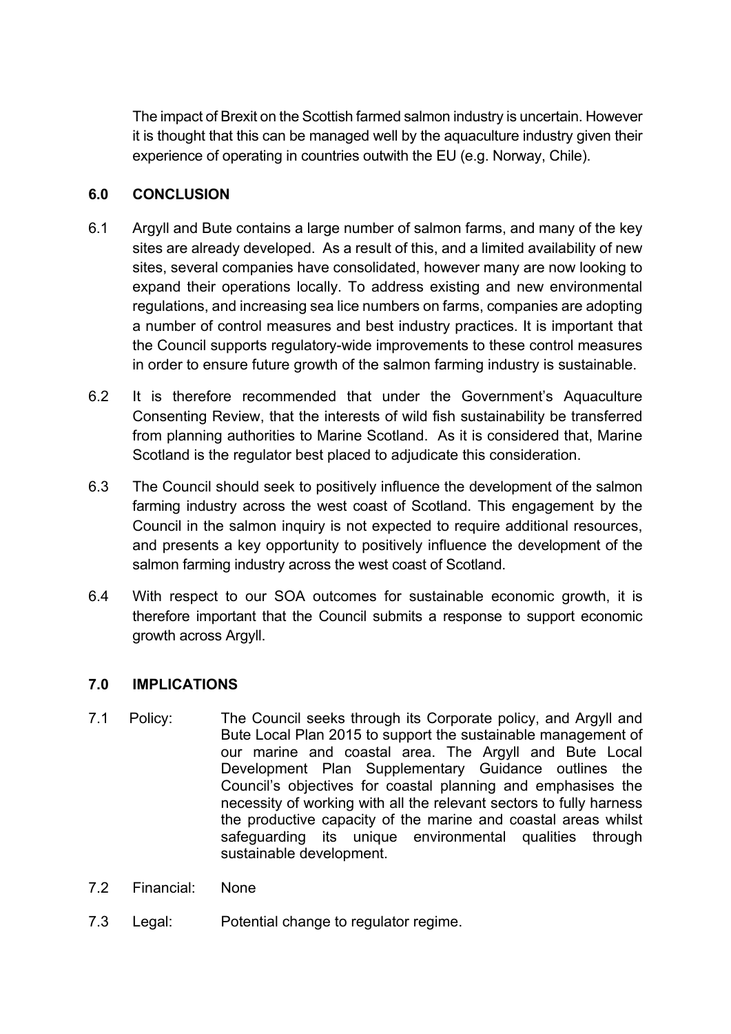The impact of Brexit on the Scottish farmed salmon industry is uncertain. However it is thought that this can be managed well by the aquaculture industry given their experience of operating in countries outwith the EU (e.g. Norway, Chile).

## 6.0 CONCLUSION

6.1 Argyll and Bute contains a large number of salmon farms, and many of the key sites are already developed. As a result of this, and a limited availability of new sites, several companies have consolidated, however many are now looking to expand their operations locally. To address existing and new environmental regulations, and increasing sea lice numbers on farms, companies are adopting a number of control measures and best industry practices. It is important that the Council supports regulatory-wide improvements to these control measures in order to ensure future growth of the salmon farming industry is sustainable.

6.2 It is therefore recommended that under the Government's Aquaculture Consenting Review, that the interests of wild fish sustainability be transferred from planning authorities to Marine Scotland. As it is considered that, Marine Scotland is the regulator best placed to adjudicate this consideration.

6.3 The Council should seek to positively influence the development of the salmon farming industry across the west coast of Scotland. This engagement by the Council in the salmon inquiry is not expected to require additional resources, and presents a key opportunity to positively influence the development of the salmon farming industry across the west coast of Scotland.

6.4 With respect to our SOA outcomes for sustainable economic growth, it is therefore important that the Council submits a response to support economic growth across Argyll.

## 7.0 IMPLICATIONS

7.1 Policy: The Council seeks through its Corporate policy, and Argyll and Bute Local Plan 2015 to support the sustainable management of our marine and coastal area. The Argyll and Bute Local Development Plan Supplementary Guidance outlines the Council's objectives for coastal planning and emphasises the necessity of working with all the relevant sectors to fully harness the productive capacity of the marine and coastal areas whilst safeguarding its unique environmental qualities through sustainable development.

7.2 Financial: None

7.3 Legal: Potential change to regulator regime.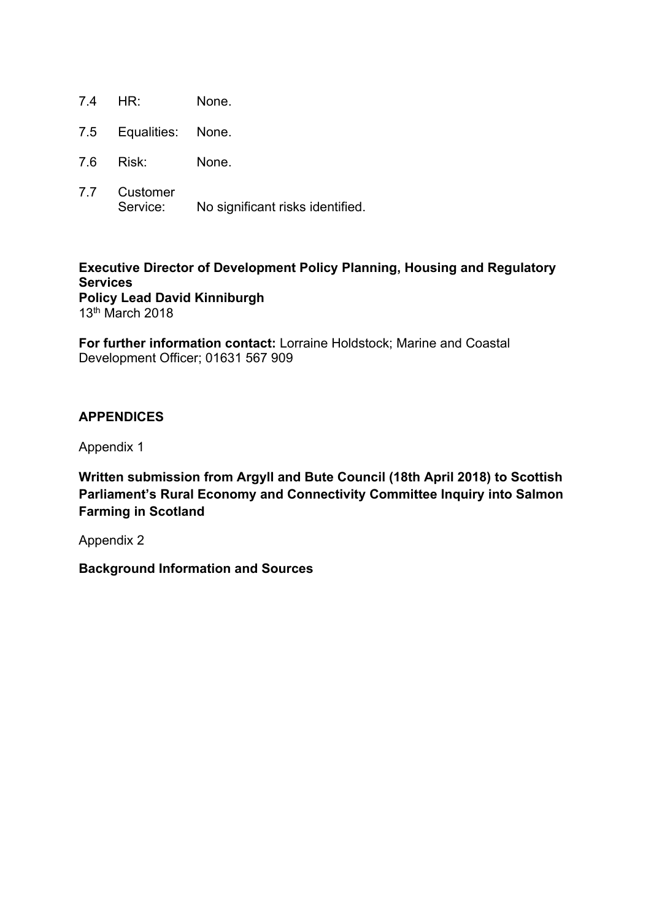7.4 HR: None.

7.5 Equalities: None.

7.6 Risk: None.

7.7 Customer Service: No significant risks identified.

**Executive Director of Development Policy Planning, Housing and Regulatory Services**
**Policy Lead David Kinniburgh**
13th March 2018

**For further information contact:** Lorraine Holdstock; Marine and Coastal Development Officer; 01631 567 909

**APPENDICES**

Appendix 1

**Written submission from Argyll and Bute Council (18th April 2018) to Scottish Parliament's Rural Economy and Connectivity Committee Inquiry into Salmon Farming in Scotland**

Appendix 2

**Background Information and Sources**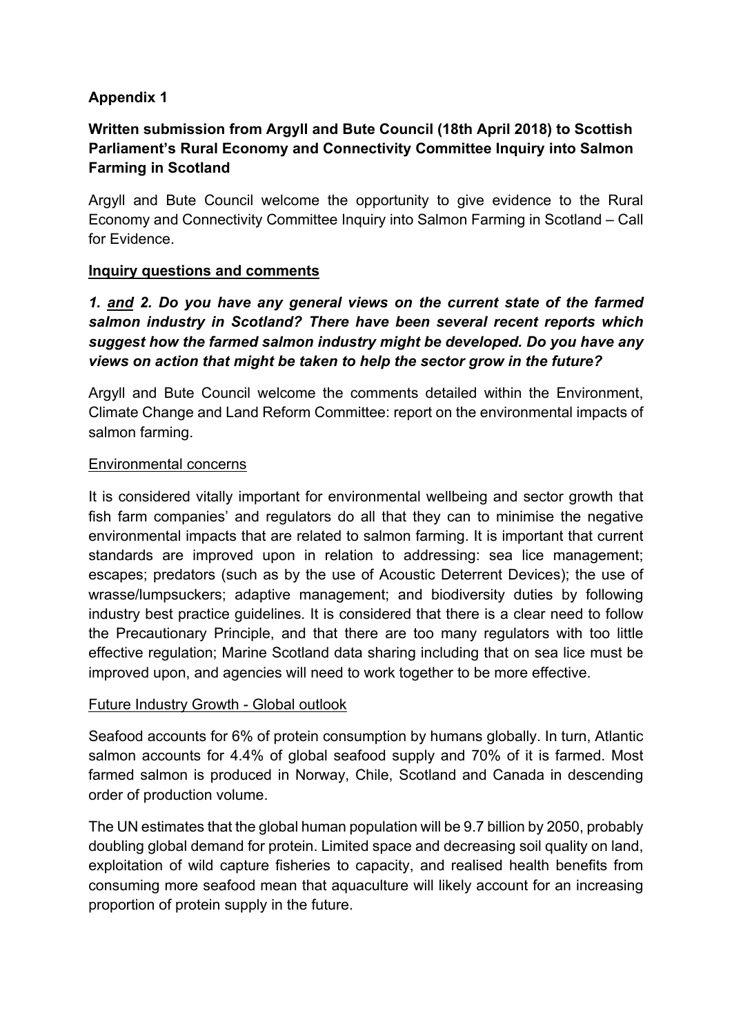**Appendix 1**

**Written submission from Argyll and Bute Council (18th April 2018) to Scottish Parliament's Rural Economy and Connectivity Committee Inquiry into Salmon Farming in Scotland**

Argyll and Bute Council welcome the opportunity to give evidence to the Rural Economy and Connectivity Committee Inquiry into Salmon Farming in Scotland – Call for Evidence.

**<u>Inquiry questions and comments</u>**

***1. <u>and</u> 2. Do you have any general views on the current state of the farmed salmon industry in Scotland? There have been several recent reports which suggest how the farmed salmon industry might be developed. Do you have any views on action that might be taken to help the sector grow in the future?***

Argyll and Bute Council welcome the comments detailed within the Environment, Climate Change and Land Reform Committee: report on the environmental impacts of salmon farming.

<u>Environmental concerns</u>

It is considered vitally important for environmental wellbeing and sector growth that fish farm companies' and regulators do all that they can to minimise the negative environmental impacts that are related to salmon farming. It is important that current standards are improved upon in relation to addressing: sea lice management; escapes; predators (such as by the use of Acoustic Deterrent Devices); the use of wrasse/lumpsuckers; adaptive management; and biodiversity duties by following industry best practice guidelines. It is considered that there is a clear need to follow the Precautionary Principle, and that there are too many regulators with too little effective regulation; Marine Scotland data sharing including that on sea lice must be improved upon, and agencies will need to work together to be more effective.

<u>Future Industry Growth - Global outlook</u>

Seafood accounts for 6% of protein consumption by humans globally. In turn, Atlantic salmon accounts for 4.4% of global seafood supply and 70% of it is farmed. Most farmed salmon is produced in Norway, Chile, Scotland and Canada in descending order of production volume.

The UN estimates that the global human population will be 9.7 billion by 2050, probably doubling global demand for protein. Limited space and decreasing soil quality on land, exploitation of wild capture fisheries to capacity, and realised health benefits from consuming more seafood mean that aquaculture will likely account for an increasing proportion of protein supply in the future.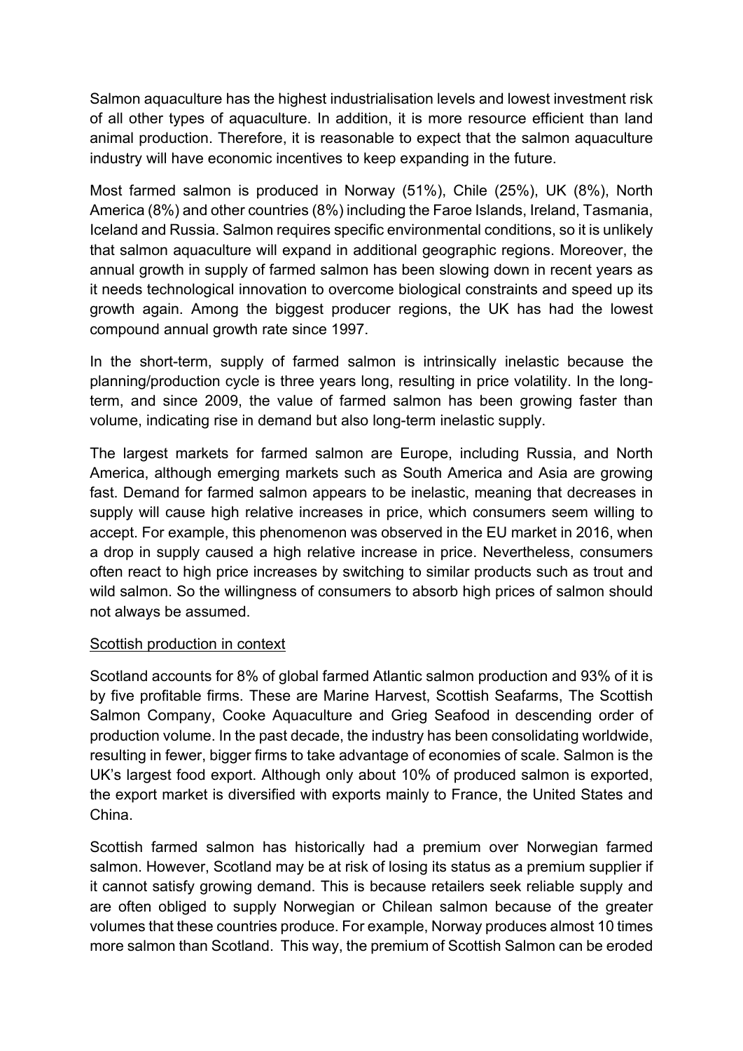Salmon aquaculture has the highest industrialisation levels and lowest investment risk of all other types of aquaculture. In addition, it is more resource efficient than land animal production. Therefore, it is reasonable to expect that the salmon aquaculture industry will have economic incentives to keep expanding in the future.

Most farmed salmon is produced in Norway (51%), Chile (25%), UK (8%), North America (8%) and other countries (8%) including the Faroe Islands, Ireland, Tasmania, Iceland and Russia. Salmon requires specific environmental conditions, so it is unlikely that salmon aquaculture will expand in additional geographic regions. Moreover, the annual growth in supply of farmed salmon has been slowing down in recent years as it needs technological innovation to overcome biological constraints and speed up its growth again. Among the biggest producer regions, the UK has had the lowest compound annual growth rate since 1997.

In the short-term, supply of farmed salmon is intrinsically inelastic because the planning/production cycle is three years long, resulting in price volatility. In the long-term, and since 2009, the value of farmed salmon has been growing faster than volume, indicating rise in demand but also long-term inelastic supply.

The largest markets for farmed salmon are Europe, including Russia, and North America, although emerging markets such as South America and Asia are growing fast. Demand for farmed salmon appears to be inelastic, meaning that decreases in supply will cause high relative increases in price, which consumers seem willing to accept. For example, this phenomenon was observed in the EU market in 2016, when a drop in supply caused a high relative increase in price. Nevertheless, consumers often react to high price increases by switching to similar products such as trout and wild salmon. So the willingness of consumers to absorb high prices of salmon should not always be assumed.

## Scottish production in context

Scotland accounts for 8% of global farmed Atlantic salmon production and 93% of it is by five profitable firms. These are Marine Harvest, Scottish Seafarms, The Scottish Salmon Company, Cooke Aquaculture and Grieg Seafood in descending order of production volume. In the past decade, the industry has been consolidating worldwide, resulting in fewer, bigger firms to take advantage of economies of scale. Salmon is the UK's largest food export. Although only about 10% of produced salmon is exported, the export market is diversified with exports mainly to France, the United States and China.

Scottish farmed salmon has historically had a premium over Norwegian farmed salmon. However, Scotland may be at risk of losing its status as a premium supplier if it cannot satisfy growing demand. This is because retailers seek reliable supply and are often obliged to supply Norwegian or Chilean salmon because of the greater volumes that these countries produce. For example, Norway produces almost 10 times more salmon than Scotland. This way, the premium of Scottish Salmon can be eroded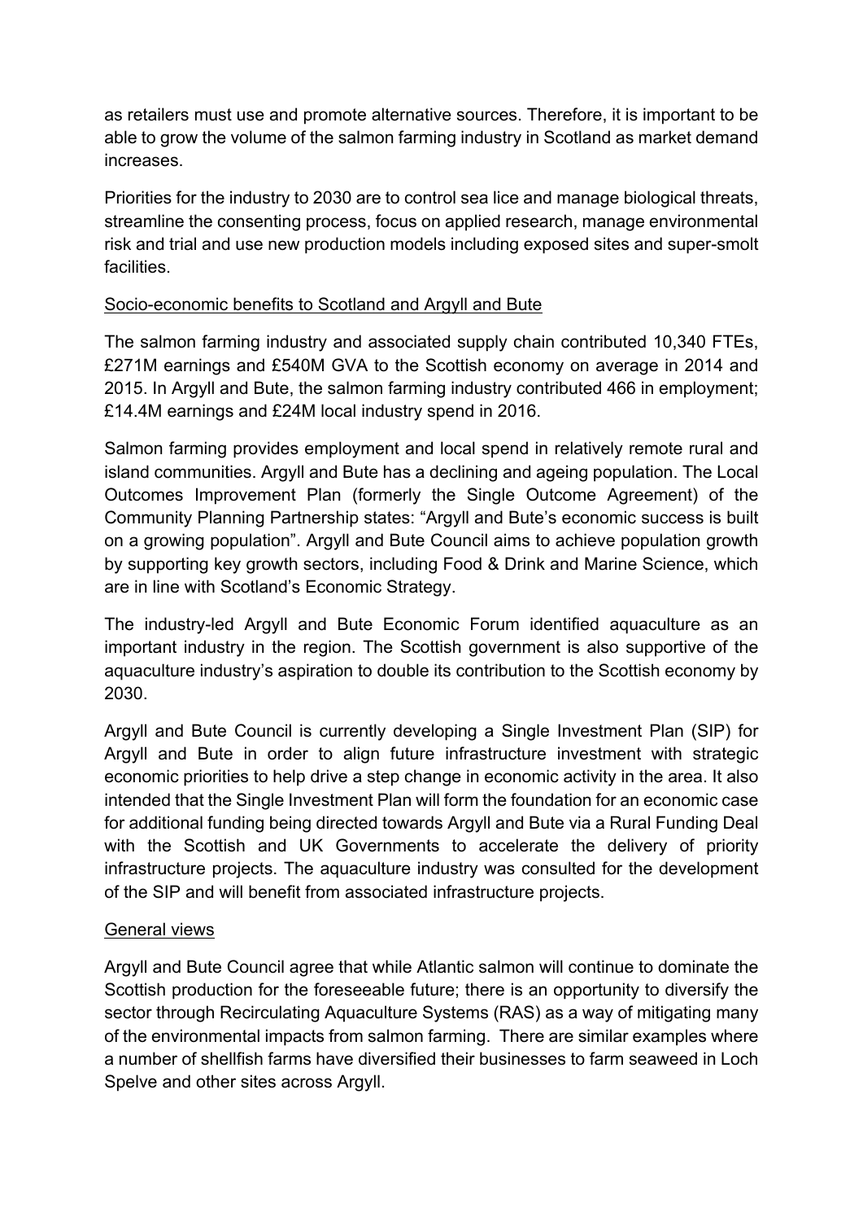as retailers must use and promote alternative sources. Therefore, it is important to be able to grow the volume of the salmon farming industry in Scotland as market demand increases.

Priorities for the industry to 2030 are to control sea lice and manage biological threats, streamline the consenting process, focus on applied research, manage environmental risk and trial and use new production models including exposed sites and super-smolt facilities.

<u>Socio-economic benefits to Scotland and Argyll and Bute</u>

The salmon farming industry and associated supply chain contributed 10,340 FTEs, £271M earnings and £540M GVA to the Scottish economy on average in 2014 and 2015. In Argyll and Bute, the salmon farming industry contributed 466 in employment; £14.4M earnings and £24M local industry spend in 2016.

Salmon farming provides employment and local spend in relatively remote rural and island communities. Argyll and Bute has a declining and ageing population. The Local Outcomes Improvement Plan (formerly the Single Outcome Agreement) of the Community Planning Partnership states: "Argyll and Bute's economic success is built on a growing population". Argyll and Bute Council aims to achieve population growth by supporting key growth sectors, including Food & Drink and Marine Science, which are in line with Scotland's Economic Strategy.

The industry-led Argyll and Bute Economic Forum identified aquaculture as an important industry in the region. The Scottish government is also supportive of the aquaculture industry's aspiration to double its contribution to the Scottish economy by 2030.

Argyll and Bute Council is currently developing a Single Investment Plan (SIP) for Argyll and Bute in order to align future infrastructure investment with strategic economic priorities to help drive a step change in economic activity in the area. It also intended that the Single Investment Plan will form the foundation for an economic case for additional funding being directed towards Argyll and Bute via a Rural Funding Deal with the Scottish and UK Governments to accelerate the delivery of priority infrastructure projects. The aquaculture industry was consulted for the development of the SIP and will benefit from associated infrastructure projects.

<u>General views</u>

Argyll and Bute Council agree that while Atlantic salmon will continue to dominate the Scottish production for the foreseeable future; there is an opportunity to diversify the sector through Recirculating Aquaculture Systems (RAS) as a way of mitigating many of the environmental impacts from salmon farming. There are similar examples where a number of shellfish farms have diversified their businesses to farm seaweed in Loch Spelve and other sites across Argyll.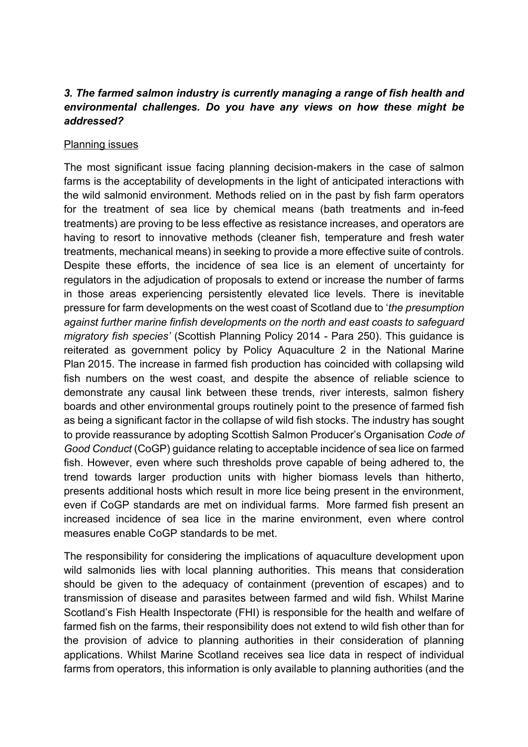***3. The farmed salmon industry is currently managing a range of fish health and environmental challenges. Do you have any views on how these might be addressed?***

Planning issues

The most significant issue facing planning decision-makers in the case of salmon farms is the acceptability of developments in the light of anticipated interactions with the wild salmonid environment. Methods relied on in the past by fish farm operators for the treatment of sea lice by chemical means (bath treatments and in-feed treatments) are proving to be less effective as resistance increases, and operators are having to resort to innovative methods (cleaner fish, temperature and fresh water treatments, mechanical means) in seeking to provide a more effective suite of controls. Despite these efforts, the incidence of sea lice is an element of uncertainty for regulators in the adjudication of proposals to extend or increase the number of farms in those areas experiencing persistently elevated lice levels. There is inevitable pressure for farm developments on the west coast of Scotland due to '*the presumption against further marine finfish developments on the north and east coasts to safeguard migratory fish species'* (Scottish Planning Policy 2014 - Para 250). This guidance is reiterated as government policy by Policy Aquaculture 2 in the National Marine Plan 2015. The increase in farmed fish production has coincided with collapsing wild fish numbers on the west coast, and despite the absence of reliable science to demonstrate any causal link between these trends, river interests, salmon fishery boards and other environmental groups routinely point to the presence of farmed fish as being a significant factor in the collapse of wild fish stocks. The industry has sought to provide reassurance by adopting Scottish Salmon Producer's Organisation *Code of Good Conduct* (CoGP) guidance relating to acceptable incidence of sea lice on farmed fish. However, even where such thresholds prove capable of being adhered to, the trend towards larger production units with higher biomass levels than hitherto, presents additional hosts which result in more lice being present in the environment, even if CoGP standards are met on individual farms. More farmed fish present an increased incidence of sea lice in the marine environment, even where control measures enable CoGP standards to be met.

The responsibility for considering the implications of aquaculture development upon wild salmonids lies with local planning authorities. This means that consideration should be given to the adequacy of containment (prevention of escapes) and to transmission of disease and parasites between farmed and wild fish. Whilst Marine Scotland's Fish Health Inspectorate (FHI) is responsible for the health and welfare of farmed fish on the farms, their responsibility does not extend to wild fish other than for the provision of advice to planning authorities in their consideration of planning applications. Whilst Marine Scotland receives sea lice data in respect of individual farms from operators, this information is only available to planning authorities (and the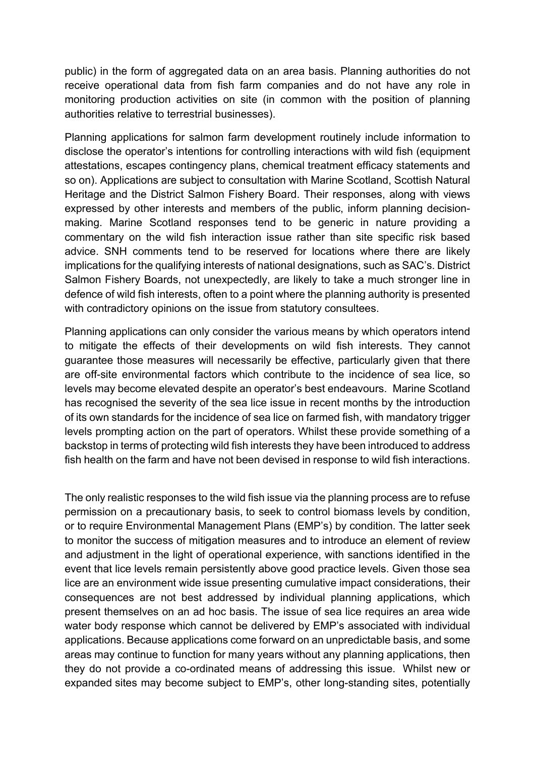public) in the form of aggregated data on an area basis. Planning authorities do not receive operational data from fish farm companies and do not have any role in monitoring production activities on site (in common with the position of planning authorities relative to terrestrial businesses).

Planning applications for salmon farm development routinely include information to disclose the operator's intentions for controlling interactions with wild fish (equipment attestations, escapes contingency plans, chemical treatment efficacy statements and so on). Applications are subject to consultation with Marine Scotland, Scottish Natural Heritage and the District Salmon Fishery Board. Their responses, along with views expressed by other interests and members of the public, inform planning decision-making. Marine Scotland responses tend to be generic in nature providing a commentary on the wild fish interaction issue rather than site specific risk based advice. SNH comments tend to be reserved for locations where there are likely implications for the qualifying interests of national designations, such as SAC's. District Salmon Fishery Boards, not unexpectedly, are likely to take a much stronger line in defence of wild fish interests, often to a point where the planning authority is presented with contradictory opinions on the issue from statutory consultees.

Planning applications can only consider the various means by which operators intend to mitigate the effects of their developments on wild fish interests. They cannot guarantee those measures will necessarily be effective, particularly given that there are off-site environmental factors which contribute to the incidence of sea lice, so levels may become elevated despite an operator's best endeavours. Marine Scotland has recognised the severity of the sea lice issue in recent months by the introduction of its own standards for the incidence of sea lice on farmed fish, with mandatory trigger levels prompting action on the part of operators. Whilst these provide something of a backstop in terms of protecting wild fish interests they have been introduced to address fish health on the farm and have not been devised in response to wild fish interactions.

The only realistic responses to the wild fish issue via the planning process are to refuse permission on a precautionary basis, to seek to control biomass levels by condition, or to require Environmental Management Plans (EMP's) by condition. The latter seek to monitor the success of mitigation measures and to introduce an element of review and adjustment in the light of operational experience, with sanctions identified in the event that lice levels remain persistently above good practice levels. Given those sea lice are an environment wide issue presenting cumulative impact considerations, their consequences are not best addressed by individual planning applications, which present themselves on an ad hoc basis. The issue of sea lice requires an area wide water body response which cannot be delivered by EMP's associated with individual applications. Because applications come forward on an unpredictable basis, and some areas may continue to function for many years without any planning applications, then they do not provide a co-ordinated means of addressing this issue. Whilst new or expanded sites may become subject to EMP's, other long-standing sites, potentially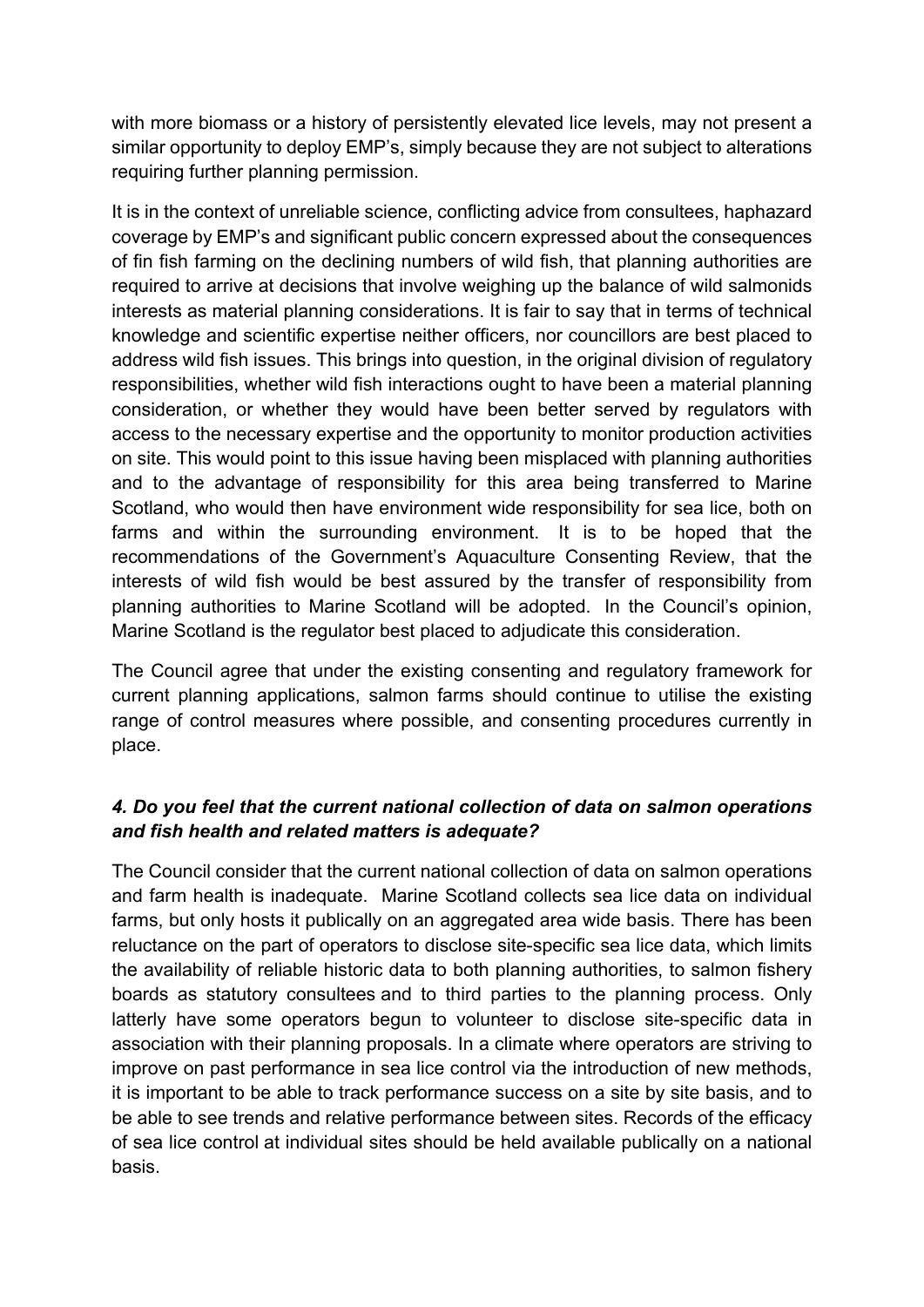with more biomass or a history of persistently elevated lice levels, may not present a similar opportunity to deploy EMP's, simply because they are not subject to alterations requiring further planning permission.

It is in the context of unreliable science, conflicting advice from consultees, haphazard coverage by EMP's and significant public concern expressed about the consequences of fin fish farming on the declining numbers of wild fish, that planning authorities are required to arrive at decisions that involve weighing up the balance of wild salmonids interests as material planning considerations. It is fair to say that in terms of technical knowledge and scientific expertise neither officers, nor councillors are best placed to address wild fish issues. This brings into question, in the original division of regulatory responsibilities, whether wild fish interactions ought to have been a material planning consideration, or whether they would have been better served by regulators with access to the necessary expertise and the opportunity to monitor production activities on site. This would point to this issue having been misplaced with planning authorities and to the advantage of responsibility for this area being transferred to Marine Scotland, who would then have environment wide responsibility for sea lice, both on farms and within the surrounding environment. It is to be hoped that the recommendations of the Government's Aquaculture Consenting Review, that the interests of wild fish would be best assured by the transfer of responsibility from planning authorities to Marine Scotland will be adopted. In the Council's opinion, Marine Scotland is the regulator best placed to adjudicate this consideration.

The Council agree that under the existing consenting and regulatory framework for current planning applications, salmon farms should continue to utilise the existing range of control measures where possible, and consenting procedures currently in place.

### *4. Do you feel that the current national collection of data on salmon operations and fish health and related matters is adequate?*

The Council consider that the current national collection of data on salmon operations and farm health is inadequate. Marine Scotland collects sea lice data on individual farms, but only hosts it publically on an aggregated area wide basis. There has been reluctance on the part of operators to disclose site-specific sea lice data, which limits the availability of reliable historic data to both planning authorities, to salmon fishery boards as statutory consultees and to third parties to the planning process. Only latterly have some operators begun to volunteer to disclose site-specific data in association with their planning proposals. In a climate where operators are striving to improve on past performance in sea lice control via the introduction of new methods, it is important to be able to track performance success on a site by site basis, and to be able to see trends and relative performance between sites. Records of the efficacy of sea lice control at individual sites should be held available publically on a national basis.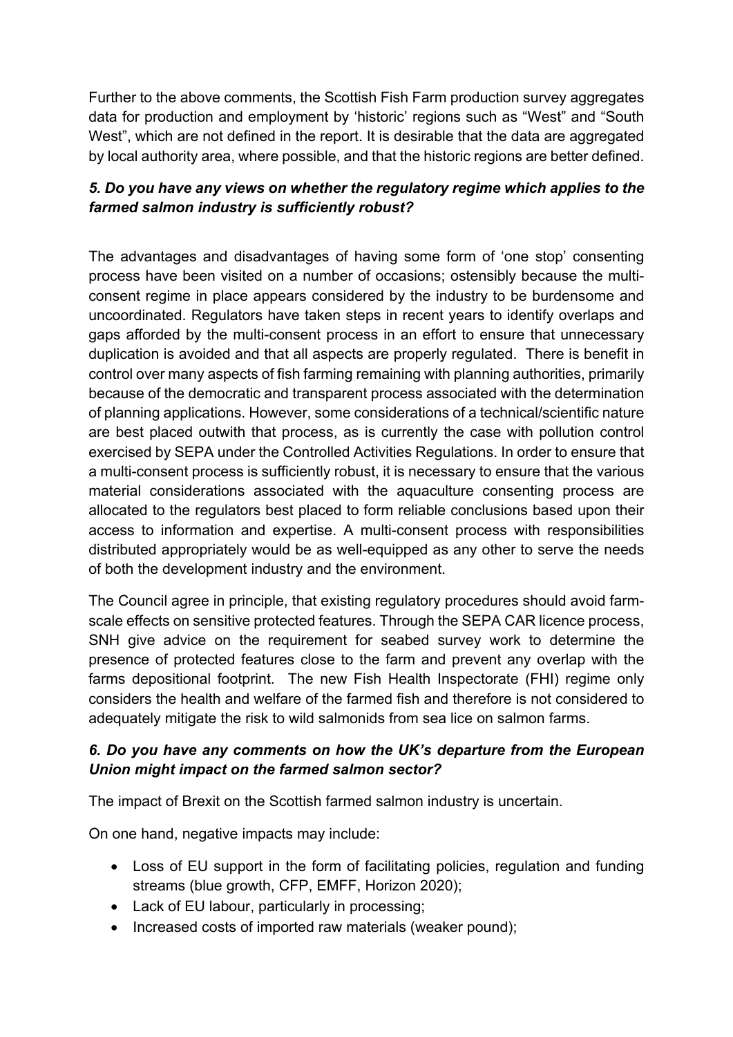Further to the above comments, the Scottish Fish Farm production survey aggregates data for production and employment by 'historic' regions such as "West" and "South West", which are not defined in the report. It is desirable that the data are aggregated by local authority area, where possible, and that the historic regions are better defined.

***5. Do you have any views on whether the regulatory regime which applies to the farmed salmon industry is sufficiently robust?***

The advantages and disadvantages of having some form of 'one stop' consenting process have been visited on a number of occasions; ostensibly because the multi-consent regime in place appears considered by the industry to be burdensome and uncoordinated. Regulators have taken steps in recent years to identify overlaps and gaps afforded by the multi-consent process in an effort to ensure that unnecessary duplication is avoided and that all aspects are properly regulated. There is benefit in control over many aspects of fish farming remaining with planning authorities, primarily because of the democratic and transparent process associated with the determination of planning applications. However, some considerations of a technical/scientific nature are best placed outwith that process, as is currently the case with pollution control exercised by SEPA under the Controlled Activities Regulations. In order to ensure that a multi-consent process is sufficiently robust, it is necessary to ensure that the various material considerations associated with the aquaculture consenting process are allocated to the regulators best placed to form reliable conclusions based upon their access to information and expertise. A multi-consent process with responsibilities distributed appropriately would be as well-equipped as any other to serve the needs of both the development industry and the environment.

The Council agree in principle, that existing regulatory procedures should avoid farm-scale effects on sensitive protected features. Through the SEPA CAR licence process, SNH give advice on the requirement for seabed survey work to determine the presence of protected features close to the farm and prevent any overlap with the farms depositional footprint. The new Fish Health Inspectorate (FHI) regime only considers the health and welfare of the farmed fish and therefore is not considered to adequately mitigate the risk to wild salmonids from sea lice on salmon farms.

***6. Do you have any comments on how the UK's departure from the European Union might impact on the farmed salmon sector?***

The impact of Brexit on the Scottish farmed salmon industry is uncertain.

On one hand, negative impacts may include:

- Loss of EU support in the form of facilitating policies, regulation and funding streams (blue growth, CFP, EMFF, Horizon 2020);
- Lack of EU labour, particularly in processing;
- Increased costs of imported raw materials (weaker pound);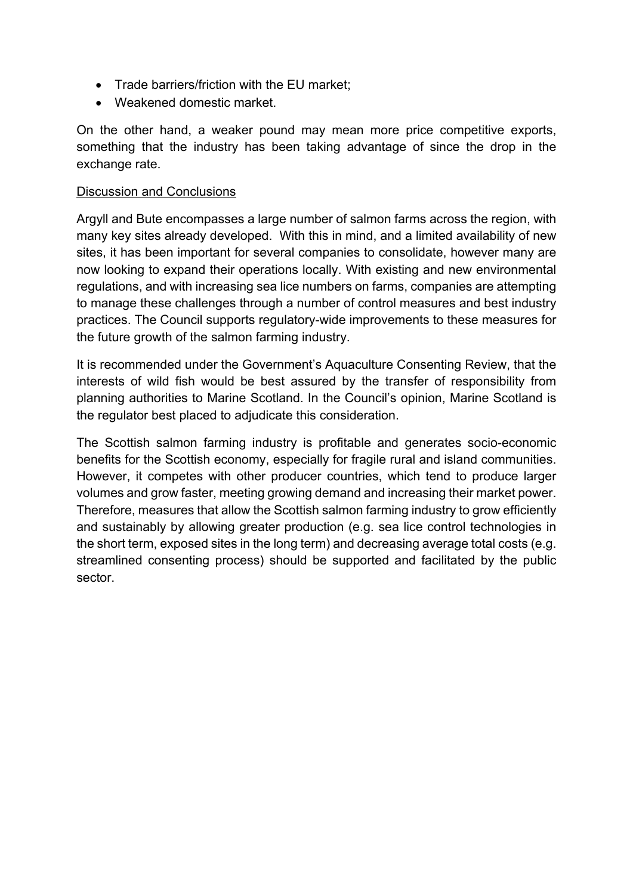- Trade barriers/friction with the EU market;
- Weakened domestic market.

On the other hand, a weaker pound may mean more price competitive exports, something that the industry has been taking advantage of since the drop in the exchange rate.

<u>Discussion and Conclusions</u>

Argyll and Bute encompasses a large number of salmon farms across the region, with many key sites already developed. With this in mind, and a limited availability of new sites, it has been important for several companies to consolidate, however many are now looking to expand their operations locally. With existing and new environmental regulations, and with increasing sea lice numbers on farms, companies are attempting to manage these challenges through a number of control measures and best industry practices. The Council supports regulatory-wide improvements to these measures for the future growth of the salmon farming industry.

It is recommended under the Government's Aquaculture Consenting Review, that the interests of wild fish would be best assured by the transfer of responsibility from planning authorities to Marine Scotland. In the Council's opinion, Marine Scotland is the regulator best placed to adjudicate this consideration.

The Scottish salmon farming industry is profitable and generates socio-economic benefits for the Scottish economy, especially for fragile rural and island communities. However, it competes with other producer countries, which tend to produce larger volumes and grow faster, meeting growing demand and increasing their market power. Therefore, measures that allow the Scottish salmon farming industry to grow efficiently and sustainably by allowing greater production (e.g. sea lice control technologies in the short term, exposed sites in the long term) and decreasing average total costs (e.g. streamlined consenting process) should be supported and facilitated by the public sector.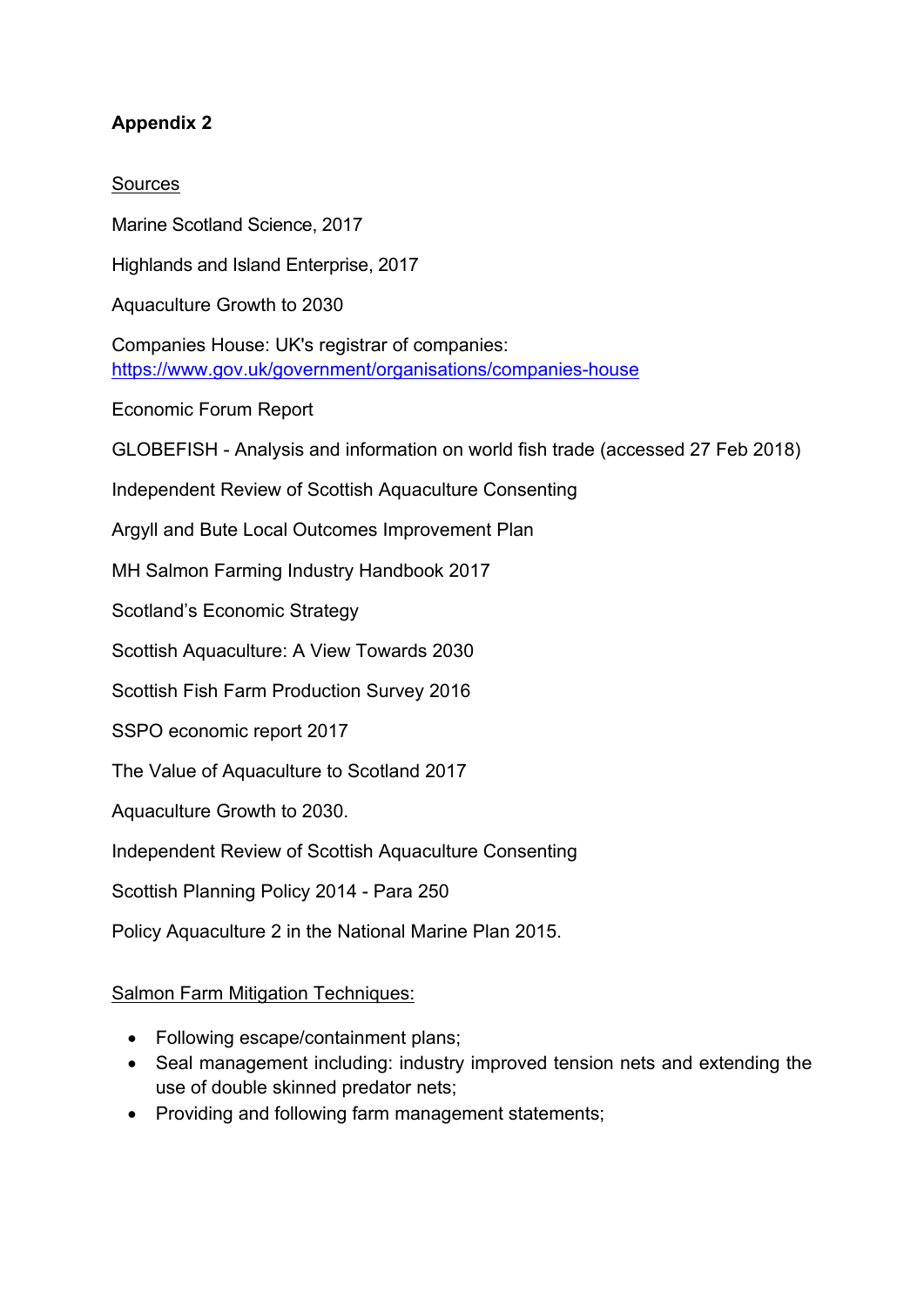**Appendix 2**

Sources

Marine Scotland Science, 2017

Highlands and Island Enterprise, 2017

Aquaculture Growth to 2030

Companies House: UK's registrar of companies: https://www.gov.uk/government/organisations/companies-house

Economic Forum Report

GLOBEFISH - Analysis and information on world fish trade (accessed 27 Feb 2018)

Independent Review of Scottish Aquaculture Consenting

Argyll and Bute Local Outcomes Improvement Plan

MH Salmon Farming Industry Handbook 2017

Scotland's Economic Strategy

Scottish Aquaculture: A View Towards 2030

Scottish Fish Farm Production Survey 2016

SSPO economic report 2017

The Value of Aquaculture to Scotland 2017

Aquaculture Growth to 2030.

Independent Review of Scottish Aquaculture Consenting

Scottish Planning Policy 2014 - Para 250

Policy Aquaculture 2 in the National Marine Plan 2015.

Salmon Farm Mitigation Techniques:

- Following escape/containment plans;
- Seal management including: industry improved tension nets and extending the use of double skinned predator nets;
- Providing and following farm management statements;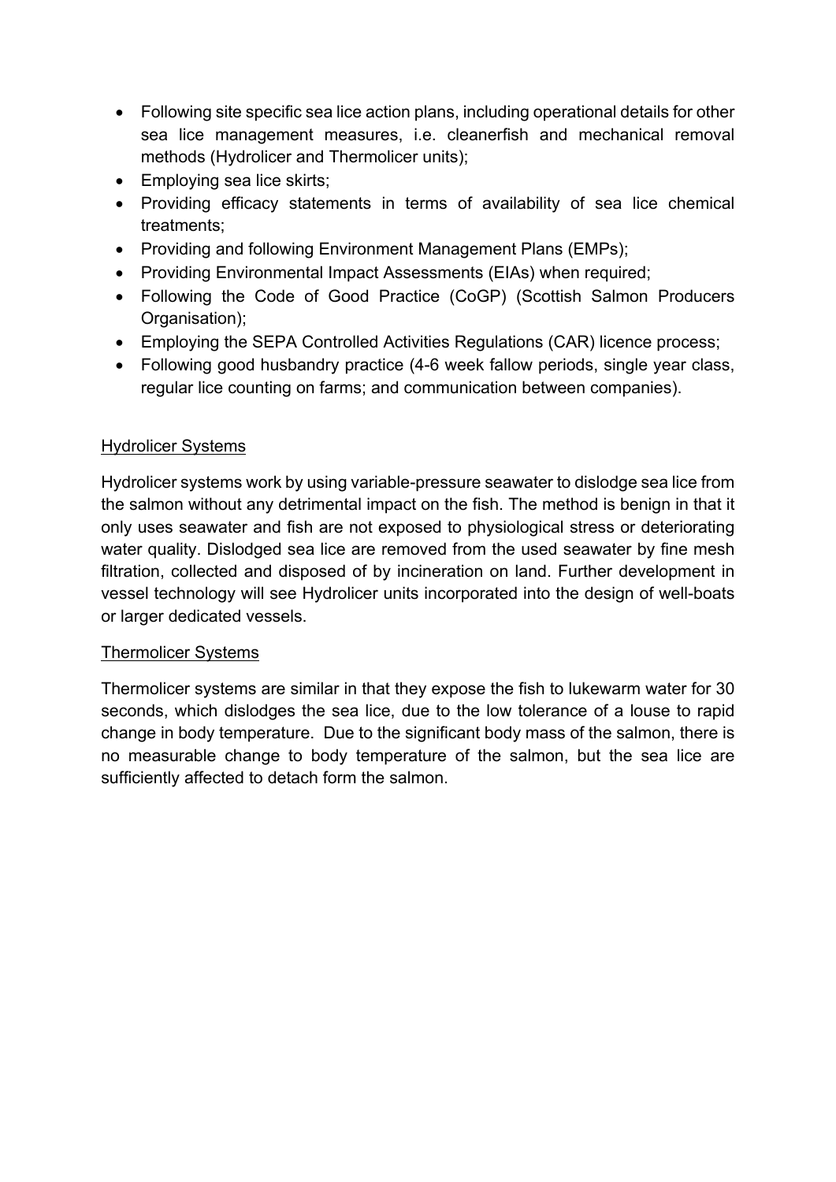- Following site specific sea lice action plans, including operational details for other sea lice management measures, i.e. cleanerfish and mechanical removal methods (Hydrolicer and Thermolicer units);
- Employing sea lice skirts;
- Providing efficacy statements in terms of availability of sea lice chemical treatments;
- Providing and following Environment Management Plans (EMPs);
- Providing Environmental Impact Assessments (EIAs) when required;
- Following the Code of Good Practice (CoGP) (Scottish Salmon Producers Organisation);
- Employing the SEPA Controlled Activities Regulations (CAR) licence process;
- Following good husbandry practice (4-6 week fallow periods, single year class, regular lice counting on farms; and communication between companies).

<u>Hydrolicer Systems</u>

Hydrolicer systems work by using variable-pressure seawater to dislodge sea lice from the salmon without any detrimental impact on the fish. The method is benign in that it only uses seawater and fish are not exposed to physiological stress or deteriorating water quality. Dislodged sea lice are removed from the used seawater by fine mesh filtration, collected and disposed of by incineration on land. Further development in vessel technology will see Hydrolicer units incorporated into the design of well-boats or larger dedicated vessels.

<u>Thermolicer Systems</u>

Thermolicer systems are similar in that they expose the fish to lukewarm water for 30 seconds, which dislodges the sea lice, due to the low tolerance of a louse to rapid change in body temperature. Due to the significant body mass of the salmon, there is no measurable change to body temperature of the salmon, but the sea lice are sufficiently affected to detach form the salmon.